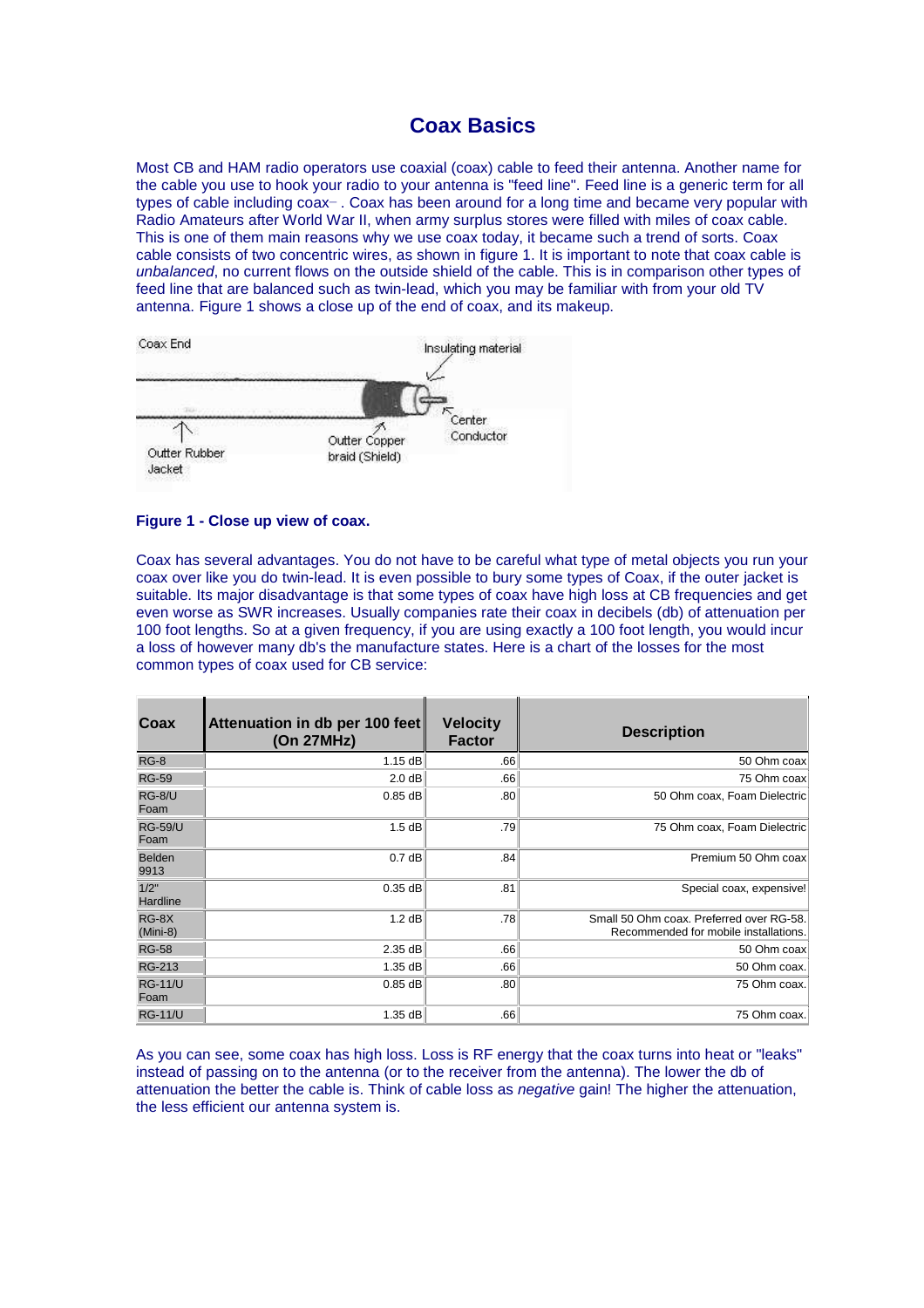# Coax Basics

Most CB and HAM radio operators use coaxial (coax) cable to feed their antenna. Another name for the cable you use to hook your radio to your antenna is "feed line". Feed line is a generic term for all types of cable including coax- . Coax has been around for a long time and became very popular with Radio Amateurs after World War II, when army surplus stores were filled with miles of coax cable. This is one of them main reasons why we use coax today, it became such a trend of sorts. Coax cable consists of two concentric wires, as shown in figure 1. It is important to note that coax cable is *unbalanced*, no current flows on the outside shield of the cable. This is in comparison other types of feed line that are balanced such as twin-lead, which you may be familiar with from your old TV antenna. Figure 1 shows a close up of the end of coax, and its makeup.

**Figure 1 - Close up view of coax.**

Coax has several advantages. You do not have to be careful what type of metal objects you run your coax over like you do twin-lead. It is even possible to bury some types of Coax, if the outer jacket is suitable. Its major disadvantage is that some types of coax have high loss at CB frequencies and get even worse as SWR increases. Usually companies rate their coax in decibels (db) of attenuation per 100 foot lengths. So at a given frequency, if you are using exactly a 100 foot length, you would incur a loss of however many db's the manufacture states. Here is a chart of the losses for the most common types of coax used for CB service:

| Coax | Attenuation in db per 100 feet (On 27MHz) | Velocity Factor | Description |
|---|---|---|---|
| RG-8 | 1.15 dB | .66 | 50 Ohm coax |
| RG-59 | 2.0 dB | .66 | 75 Ohm coax |
| RG-8/U Foam | 0.85 dB | .80 | 50 Ohm coax, Foam Dielectric |
| RG-59/U Foam | 1.5 dB | .79 | 75 Ohm coax, Foam Dielectric |
| Belden 9913 | 0.7 dB | .84 | Premium 50 Ohm coax |
| 1/2" Hardline | 0.35 dB | .81 | Special coax, expensive! |
| RG-8X (Mini-8) | 1.2 dB | .78 | Small 50 Ohm coax. Preferred over RG-58. Recommended for mobile installations. |
| RG-58 | 2.35 dB | .66 | 50 Ohm coax |
| RG-213 | 1.35 dB | .66 | 50 Ohm coax. |
| RG-11/U Foam | 0.85 dB | .80 | 75 Ohm coax. |
| RG-11/U | 1.35 dB | .66 | 75 Ohm coax. |

As you can see, some coax has high loss. Loss is RF energy that the coax turns into heat or "leaks" instead of passing on to the antenna (or to the receiver from the antenna). The lower the db of attenuation the better the cable is. Think of cable loss as *negative* gain! The higher the attenuation, the less efficient our antenna system is.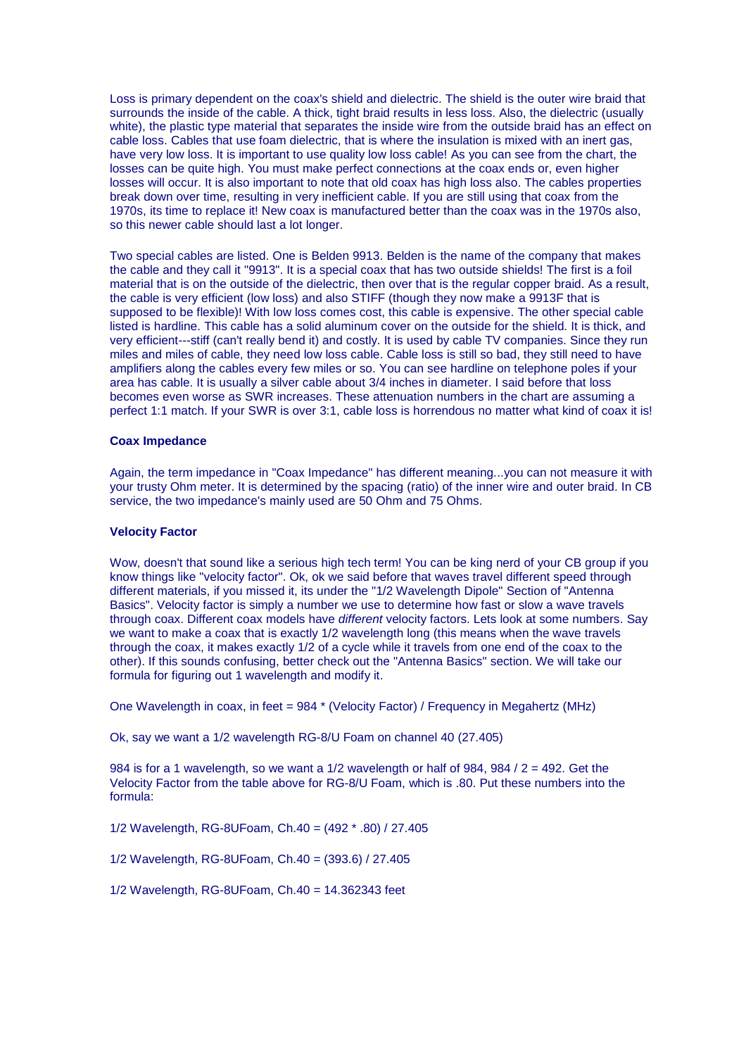Loss is primary dependent on the coax's shield and dielectric. The shield is the outer wire braid that surrounds the inside of the cable. A thick, tight braid results in less loss. Also, the dielectric (usually white), the plastic type material that separates the inside wire from the outside braid has an effect on cable loss. Cables that use foam dielectric, that is where the insulation is mixed with an inert gas, have very low loss. It is important to use quality low loss cable! As you can see from the chart, the losses can be quite high. You must make perfect connections at the coax ends or, even higher losses will occur. It is also important to note that old coax has high loss also. The cables properties break down over time, resulting in very inefficient cable. If you are still using that coax from the 1970s, its time to replace it! New coax is manufactured better than the coax was in the 1970s also, so this newer cable should last a lot longer.

Two special cables are listed. One is Belden 9913. Belden is the name of the company that makes the cable and they call it "9913". It is a special coax that has two outside shields! The first is a foil material that is on the outside of the dielectric, then over that is the regular copper braid. As a result, the cable is very efficient (low loss) and also STIFF (though they now make a 9913F that is supposed to be flexible)! With low loss comes cost, this cable is expensive. The other special cable listed is hardline. This cable has a solid aluminum cover on the outside for the shield. It is thick, and very efficient---stiff (can't really bend it) and costly. It is used by cable TV companies. Since they run miles and miles of cable, they need low loss cable. Cable loss is still so bad, they still need to have amplifiers along the cables every few miles or so. You can see hardline on telephone poles if your area has cable. It is usually a silver cable about 3/4 inches in diameter. I said before that loss becomes even worse as SWR increases. These attenuation numbers in the chart are assuming a perfect 1:1 match. If your SWR is over 3:1, cable loss is horrendous no matter what kind of coax it is!

**Coax Impedance**

Again, the term impedance in "Coax Impedance" has different meaning...you can not measure it with your trusty Ohm meter. It is determined by the spacing (ratio) of the inner wire and outer braid. In CB service, the two impedance's mainly used are 50 Ohm and 75 Ohms.

**Velocity Factor**

Wow, doesn't that sound like a serious high tech term! You can be king nerd of your CB group if you know things like "velocity factor". Ok, ok we said before that waves travel different speed through different materials, if you missed it, its under the "1/2 Wavelength Dipole" Section of "Antenna Basics". Velocity factor is simply a number we use to determine how fast or slow a wave travels through coax. Different coax models have *different* velocity factors. Lets look at some numbers. Say we want to make a coax that is exactly 1/2 wavelength long (this means when the wave travels through the coax, it makes exactly 1/2 of a cycle while it travels from one end of the coax to the other). If this sounds confusing, better check out the "Antenna Basics" section. We will take our formula for figuring out 1 wavelength and modify it.

One Wavelength in coax, in feet = 984 * (Velocity Factor) / Frequency in Megahertz (MHz)

Ok, say we want a 1/2 wavelength RG-8/U Foam on channel 40 (27.405)

984 is for a 1 wavelength, so we want a 1/2 wavelength or half of 984, 984 / 2 = 492. Get the Velocity Factor from the table above for RG-8/U Foam, which is .80. Put these numbers into the formula:

1/2 Wavelength, RG-8UFoam, Ch.40 = (492 * .80) / 27.405

1/2 Wavelength, RG-8UFoam, Ch.40 = (393.6) / 27.405

1/2 Wavelength, RG-8UFoam, Ch.40 = 14.362343 feet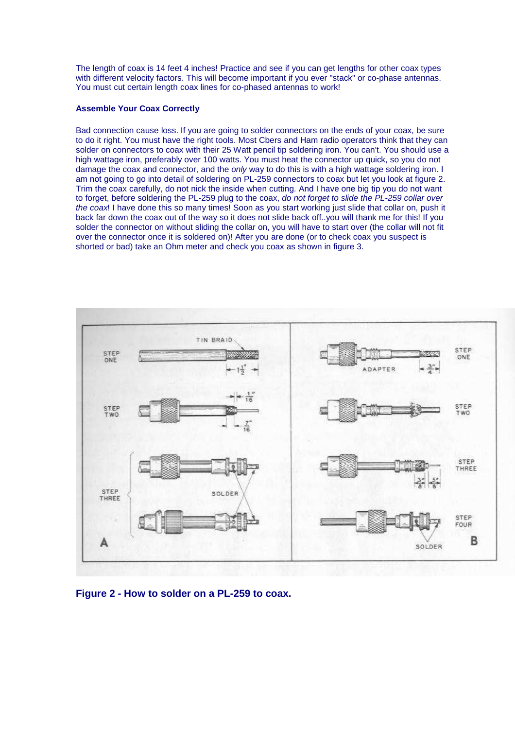The length of coax is 14 feet 4 inches! Practice and see if you can get lengths for other coax types with different velocity factors. This will become important if you ever "stack" or co-phase antennas. You must cut certain length coax lines for co-phased antennas to work!

**Assemble Your Coax Correctly**

Bad connection cause loss. If you are going to solder connectors on the ends of your coax, be sure to do it right. You must have the right tools. Most CBers and Ham radio operators think that they can solder on connectors to coax with their 25 Watt pencil tip soldering iron. You can't. You should use a high wattage iron, preferably over 100 watts. You must heat the connector up quick, so you do not damage the coax and connector, and the *only* way to do this is with a high wattage soldering iron. I am not going to go into detail of soldering on PL-259 connectors to coax but let you look at figure 2. Trim the coax carefully, do not nick the inside when cutting. And I have one big tip you do not want to forget, before soldering the PL-259 plug to the coax, *do not forget to slide the PL-259 collar over the coax*! I have done this so many times! Soon as you start working just slide that collar on, push it back far down the coax out of the way so it does not slide back off..you will thank me for this! If you solder the connector on without sliding the collar on, you will have to start over (the collar will not fit over the connector once it is soldered on)! After you are done (or to check coax you suspect is shorted or bad) take an Ohm meter and check you coax as shown in figure 3.

**Figure 2 - How to solder on a PL-259 to coax.**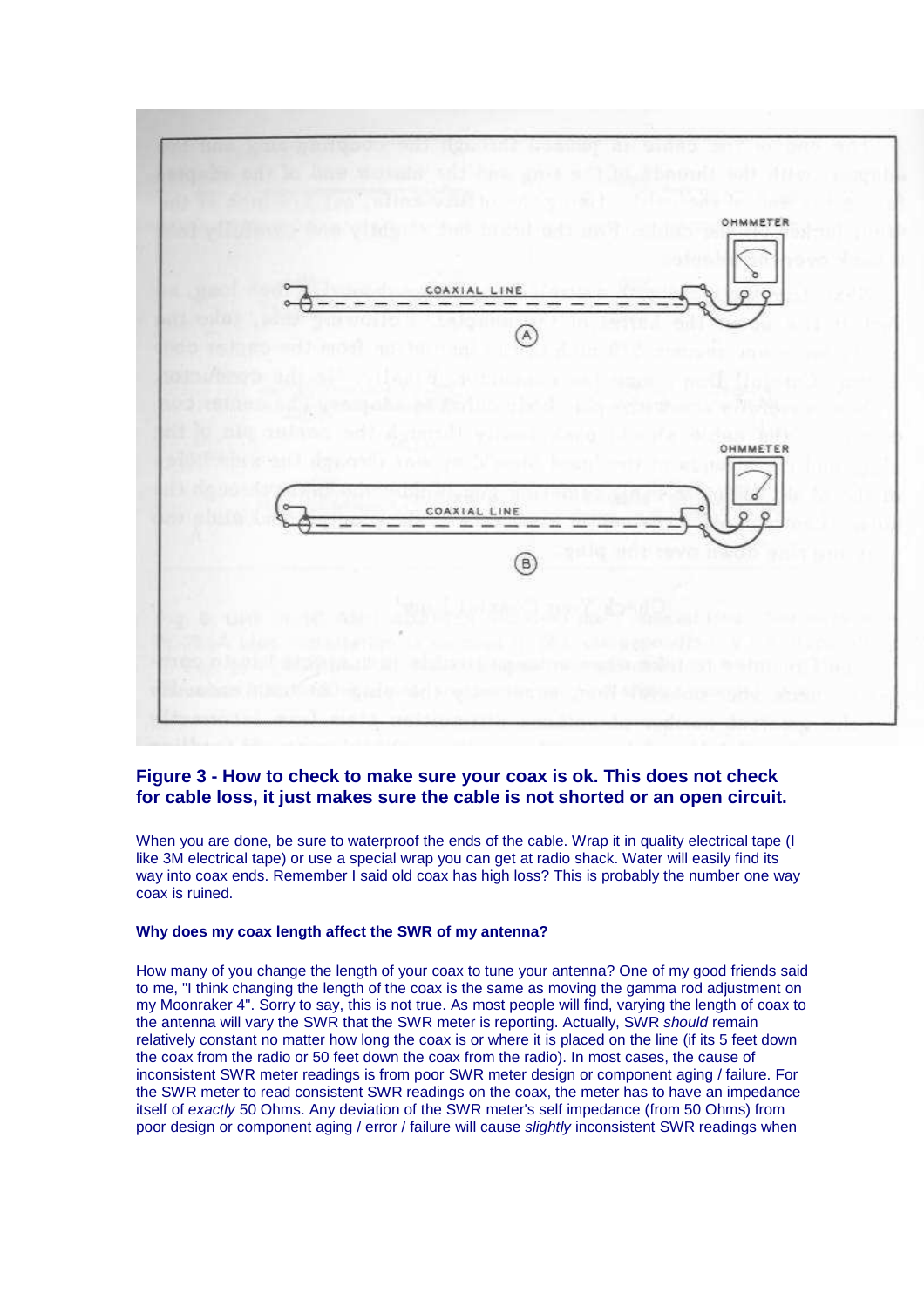**Figure 3 - How to check to make sure your coax is ok. This does not check for cable loss, it just makes sure the cable is not shorted or an open circuit.**

When you are done, be sure to waterproof the ends of the cable. Wrap it in quality electrical tape (I like 3M electrical tape) or use a special wrap you can get at radio shack. Water will easily find its way into coax ends. Remember I said old coax has high loss? This is probably the number one way coax is ruined.

### Why does my coax length affect the SWR of my antenna?

How many of you change the length of your coax to tune your antenna? One of my good friends said to me, "I think changing the length of the coax is the same as moving the gamma rod adjustment on my Moonraker 4". Sorry to say, this is not true. As most people will find, varying the length of coax to the antenna will vary the SWR that the SWR meter is reporting. Actually, SWR *should* remain relatively constant no matter how long the coax is or where it is placed on the line (if its 5 feet down the coax from the radio or 50 feet down the coax from the radio). In most cases, the cause of inconsistent SWR meter readings is from poor SWR meter design or component aging / failure. For the SWR meter to read consistent SWR readings on the coax, the meter has to have an impedance itself of *exactly* 50 Ohms. Any deviation of the SWR meter's self impedance (from 50 Ohms) from poor design or component aging / error / failure will cause *slightly* inconsistent SWR readings when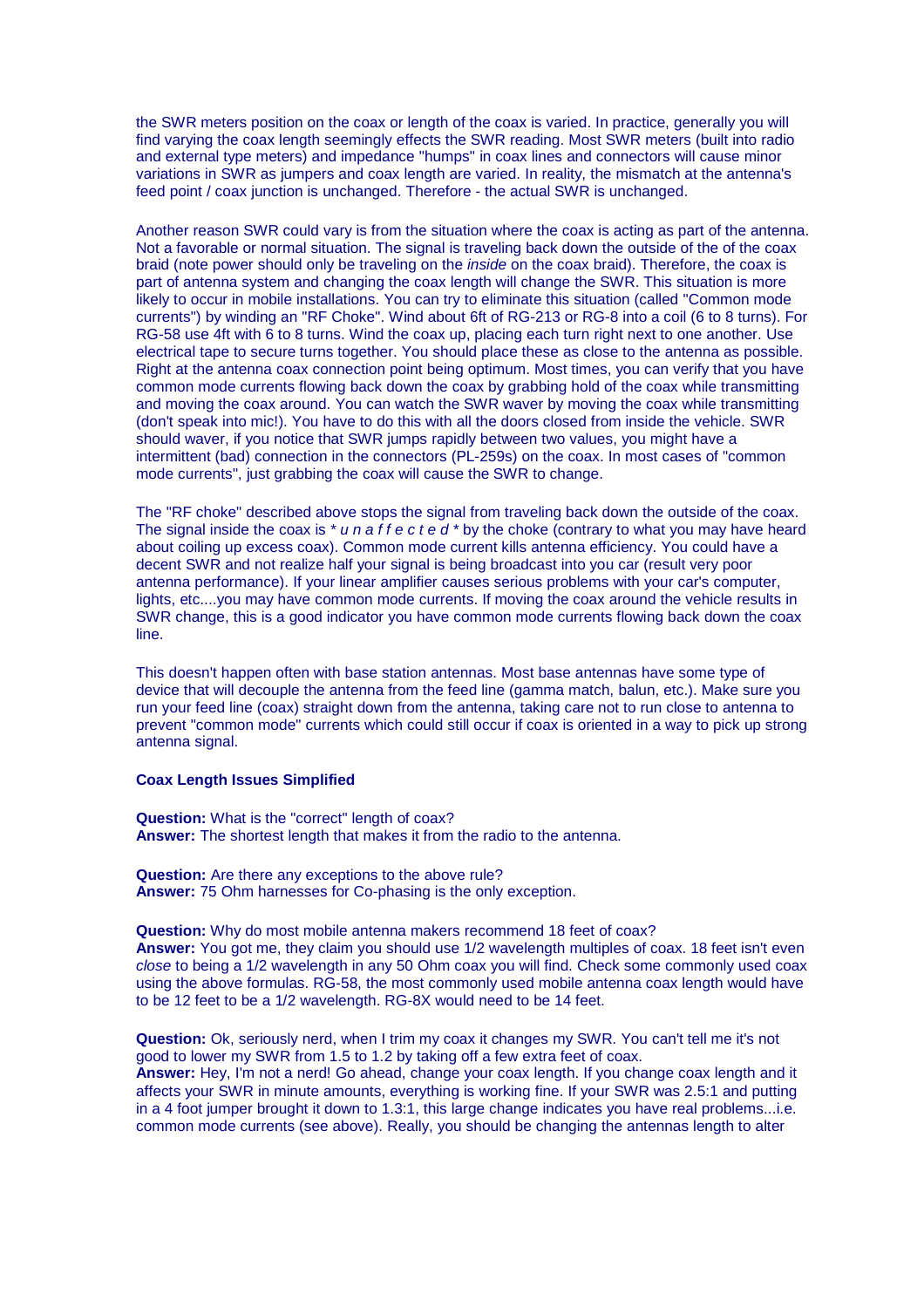the SWR meters position on the coax or length of the coax is varied. In practice, generally you will find varying the coax length seemingly effects the SWR reading. Most SWR meters (built into radio and external type meters) and impedance "humps" in coax lines and connectors will cause minor variations in SWR as jumpers and coax length are varied. In reality, the mismatch at the antenna's feed point / coax junction is unchanged. Therefore - the actual SWR is unchanged.

Another reason SWR could vary is from the situation where the coax is acting as part of the antenna. Not a favorable or normal situation. The signal is traveling back down the outside of the of the coax braid (note power should only be traveling on the *inside* on the coax braid). Therefore, the coax is part of antenna system and changing the coax length will change the SWR. This situation is more likely to occur in mobile installations. You can try to eliminate this situation (called "Common mode currents") by winding an "RF Choke". Wind about 6ft of RG-213 or RG-8 into a coil (6 to 8 turns). For RG-58 use 4ft with 6 to 8 turns. Wind the coax up, placing each turn right next to one another. Use electrical tape to secure turns together. You should place these as close to the antenna as possible. Right at the antenna coax connection point being optimum. Most times, you can verify that you have common mode currents flowing back down the coax by grabbing hold of the coax while transmitting and moving the coax around. You can watch the SWR waver by moving the coax while transmitting (don't speak into mic!). You have to do this with all the doors closed from inside the vehicle. SWR should waver, if you notice that SWR jumps rapidly between two values, you might have a intermittent (bad) connection in the connectors (PL-259s) on the coax. In most cases of "common mode currents", just grabbing the coax will cause the SWR to change.

The "RF choke" described above stops the signal from traveling back down the outside of the coax. The signal inside the coax is * *u n a f f e c t e d* * by the choke (contrary to what you may have heard about coiling up excess coax). Common mode current kills antenna efficiency. You could have a decent SWR and not realize half your signal is being broadcast into you car (result very poor antenna performance). If your linear amplifier causes serious problems with your car's computer, lights, etc....you may have common mode currents. If moving the coax around the vehicle results in SWR change, this is a good indicator you have common mode currents flowing back down the coax line.

This doesn't happen often with base station antennas. Most base antennas have some type of device that will decouple the antenna from the feed line (gamma match, balun, etc.). Make sure you run your feed line (coax) straight down from the antenna, taking care not to run close to antenna to prevent "common mode" currents which could still occur if coax is oriented in a way to pick up strong antenna signal.

**Coax Length Issues Simplified**

**Question:** What is the "correct" length of coax?
**Answer:** The shortest length that makes it from the radio to the antenna.

**Question:** Are there any exceptions to the above rule?
**Answer:** 75 Ohm harnesses for Co-phasing is the only exception.

**Question:** Why do most mobile antenna makers recommend 18 feet of coax?
**Answer:** You got me, they claim you should use 1/2 wavelength multiples of coax. 18 feet isn't even *close* to being a 1/2 wavelength in any 50 Ohm coax you will find. Check some commonly used coax using the above formulas. RG-58, the most commonly used mobile antenna coax length would have to be 12 feet to be a 1/2 wavelength. RG-8X would need to be 14 feet.

**Question:** Ok, seriously nerd, when I trim my coax it changes my SWR. You can't tell me it's not good to lower my SWR from 1.5 to 1.2 by taking off a few extra feet of coax.
**Answer:** Hey, I'm not a nerd! Go ahead, change your coax length. If you change coax length and it affects your SWR in minute amounts, everything is working fine. If your SWR was 2.5:1 and putting in a 4 foot jumper brought it down to 1.3:1, this large change indicates you have real problems...i.e. common mode currents (see above). Really, you should be changing the antennas length to alter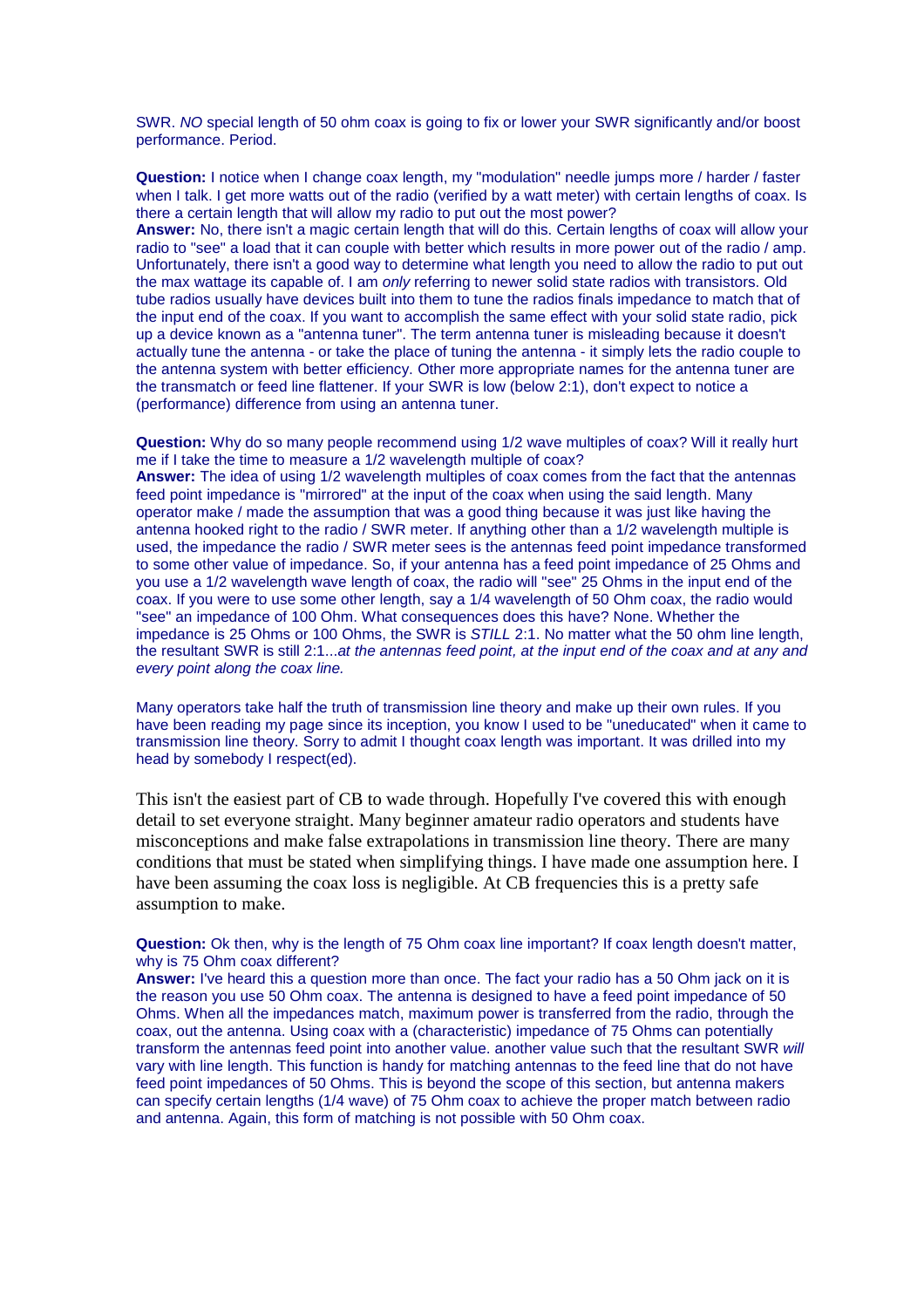SWR. *NO* special length of 50 ohm coax is going to fix or lower your SWR significantly and/or boost performance. Period.

**Question:** I notice when I change coax length, my "modulation" needle jumps more / harder / faster when I talk. I get more watts out of the radio (verified by a watt meter) with certain lengths of coax. Is there a certain length that will allow my radio to put out the most power?
**Answer:** No, there isn't a magic certain length that will do this. Certain lengths of coax will allow your radio to "see" a load that it can couple with better which results in more power out of the radio / amp. Unfortunately, there isn't a good way to determine what length you need to allow the radio to put out the max wattage its capable of. I am *only* referring to newer solid state radios with transistors. Old tube radios usually have devices built into them to tune the radios finals impedance to match that of the input end of the coax. If you want to accomplish the same effect with your solid state radio, pick up a device known as a "antenna tuner". The term antenna tuner is misleading because it doesn't actually tune the antenna - or take the place of tuning the antenna - it simply lets the radio couple to the antenna system with better efficiency. Other more appropriate names for the antenna tuner are the transmatch or feed line flattener. If your SWR is low (below 2:1), don't expect to notice a (performance) difference from using an antenna tuner.

**Question:** Why do so many people recommend using 1/2 wave multiples of coax? Will it really hurt me if I take the time to measure a 1/2 wavelength multiple of coax?
**Answer:** The idea of using 1/2 wavelength multiples of coax comes from the fact that the antennas feed point impedance is "mirrored" at the input of the coax when using the said length. Many operator make / made the assumption that was a good thing because it was just like having the antenna hooked right to the radio / SWR meter. If anything other than a 1/2 wavelength multiple is used, the impedance the radio / SWR meter sees is the antennas feed point impedance transformed to some other value of impedance. So, if your antenna has a feed point impedance of 25 Ohms and you use a 1/2 wavelength wave length of coax, the radio will "see" 25 Ohms in the input end of the coax. If you were to use some other length, say a 1/4 wavelength of 50 Ohm coax, the radio would "see" an impedance of 100 Ohm. What consequences does this have? None. Whether the impedance is 25 Ohms or 100 Ohms, the SWR is *STILL* 2:1. No matter what the 50 ohm line length, the resultant SWR is still 2:1...*at the antennas feed point, at the input end of the coax and at any and every point along the coax line.*

Many operators take half the truth of transmission line theory and make up their own rules. If you have been reading my page since its inception, you know I used to be "uneducated" when it came to transmission line theory. Sorry to admit I thought coax length was important. It was drilled into my head by somebody I respect(ed).

This isn't the easiest part of CB to wade through. Hopefully I've covered this with enough detail to set everyone straight. Many beginner amateur radio operators and students have misconceptions and make false extrapolations in transmission line theory. There are many conditions that must be stated when simplifying things. I have made one assumption here. I have been assuming the coax loss is negligible. At CB frequencies this is a pretty safe assumption to make.

**Question:** Ok then, why is the length of 75 Ohm coax line important? If coax length doesn't matter, why is 75 Ohm coax different?
**Answer:** I've heard this a question more than once. The fact your radio has a 50 Ohm jack on it is the reason you use 50 Ohm coax. The antenna is designed to have a feed point impedance of 50 Ohms. When all the impedances match, maximum power is transferred from the radio, through the coax, out the antenna. Using coax with a (characteristic) impedance of 75 Ohms can potentially transform the antennas feed point into another value. another value such that the resultant SWR *will* vary with line length. This function is handy for matching antennas to the feed line that do not have feed point impedances of 50 Ohms. This is beyond the scope of this section, but antenna makers can specify certain lengths (1/4 wave) of 75 Ohm coax to achieve the proper match between radio and antenna. Again, this form of matching is not possible with 50 Ohm coax.